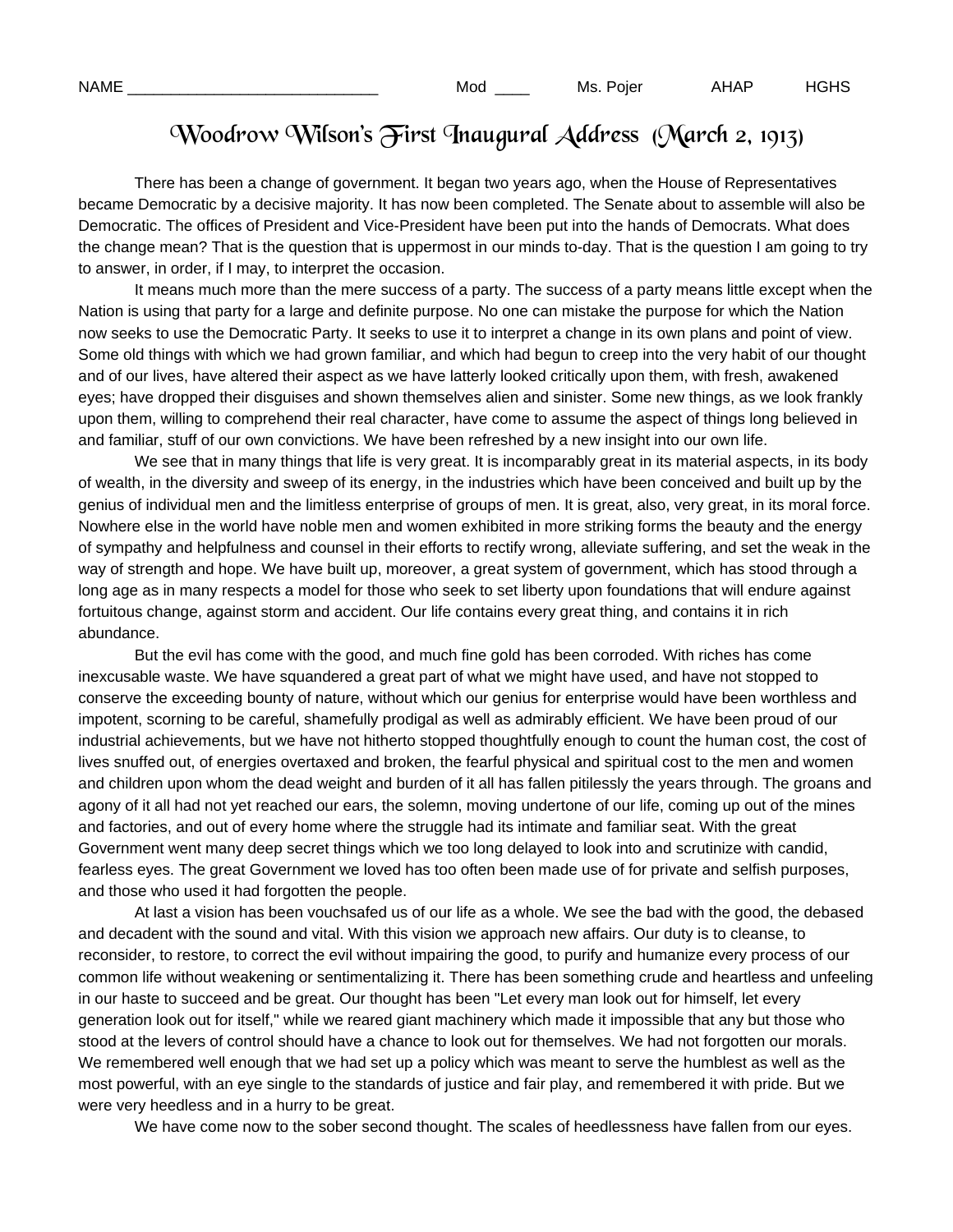NAME _____________________________ Mod ____ Ms. Pojer AHAP HGHS

# Woodrow Wilson's First Inaugural Address (March 2, 1913)

There has been a change of government. It began two years ago, when the House of Representatives became Democratic by a decisive majority. It has now been completed. The Senate about to assemble will also be Democratic. The offices of President and Vice-President have been put into the hands of Democrats. What does the change mean? That is the question that is uppermost in our minds to-day. That is the question I am going to try to answer, in order, if I may, to interpret the occasion.

It means much more than the mere success of a party. The success of a party means little except when the Nation is using that party for a large and definite purpose. No one can mistake the purpose for which the Nation now seeks to use the Democratic Party. It seeks to use it to interpret a change in its own plans and point of view. Some old things with which we had grown familiar, and which had begun to creep into the very habit of our thought and of our lives, have altered their aspect as we have latterly looked critically upon them, with fresh, awakened eyes; have dropped their disguises and shown themselves alien and sinister. Some new things, as we look frankly upon them, willing to comprehend their real character, have come to assume the aspect of things long believed in and familiar, stuff of our own convictions. We have been refreshed by a new insight into our own life.

We see that in many things that life is very great. It is incomparably great in its material aspects, in its body of wealth, in the diversity and sweep of its energy, in the industries which have been conceived and built up by the genius of individual men and the limitless enterprise of groups of men. It is great, also, very great, in its moral force. Nowhere else in the world have noble men and women exhibited in more striking forms the beauty and the energy of sympathy and helpfulness and counsel in their efforts to rectify wrong, alleviate suffering, and set the weak in the way of strength and hope. We have built up, moreover, a great system of government, which has stood through a long age as in many respects a model for those who seek to set liberty upon foundations that will endure against fortuitous change, against storm and accident. Our life contains every great thing, and contains it in rich abundance.

But the evil has come with the good, and much fine gold has been corroded. With riches has come inexcusable waste. We have squandered a great part of what we might have used, and have not stopped to conserve the exceeding bounty of nature, without which our genius for enterprise would have been worthless and impotent, scorning to be careful, shamefully prodigal as well as admirably efficient. We have been proud of our industrial achievements, but we have not hitherto stopped thoughtfully enough to count the human cost, the cost of lives snuffed out, of energies overtaxed and broken, the fearful physical and spiritual cost to the men and women and children upon whom the dead weight and burden of it all has fallen pitilessly the years through. The groans and agony of it all had not yet reached our ears, the solemn, moving undertone of our life, coming up out of the mines and factories, and out of every home where the struggle had its intimate and familiar seat. With the great Government went many deep secret things which we too long delayed to look into and scrutinize with candid, fearless eyes. The great Government we loved has too often been made use of for private and selfish purposes, and those who used it had forgotten the people.

At last a vision has been vouchsafed us of our life as a whole. We see the bad with the good, the debased and decadent with the sound and vital. With this vision we approach new affairs. Our duty is to cleanse, to reconsider, to restore, to correct the evil without impairing the good, to purify and humanize every process of our common life without weakening or sentimentalizing it. There has been something crude and heartless and unfeeling in our haste to succeed and be great. Our thought has been "Let every man look out for himself, let every generation look out for itself," while we reared giant machinery which made it impossible that any but those who stood at the levers of control should have a chance to look out for themselves. We had not forgotten our morals. We remembered well enough that we had set up a policy which was meant to serve the humblest as well as the most powerful, with an eye single to the standards of justice and fair play, and remembered it with pride. But we were very heedless and in a hurry to be great.

We have come now to the sober second thought. The scales of heedlessness have fallen from our eyes.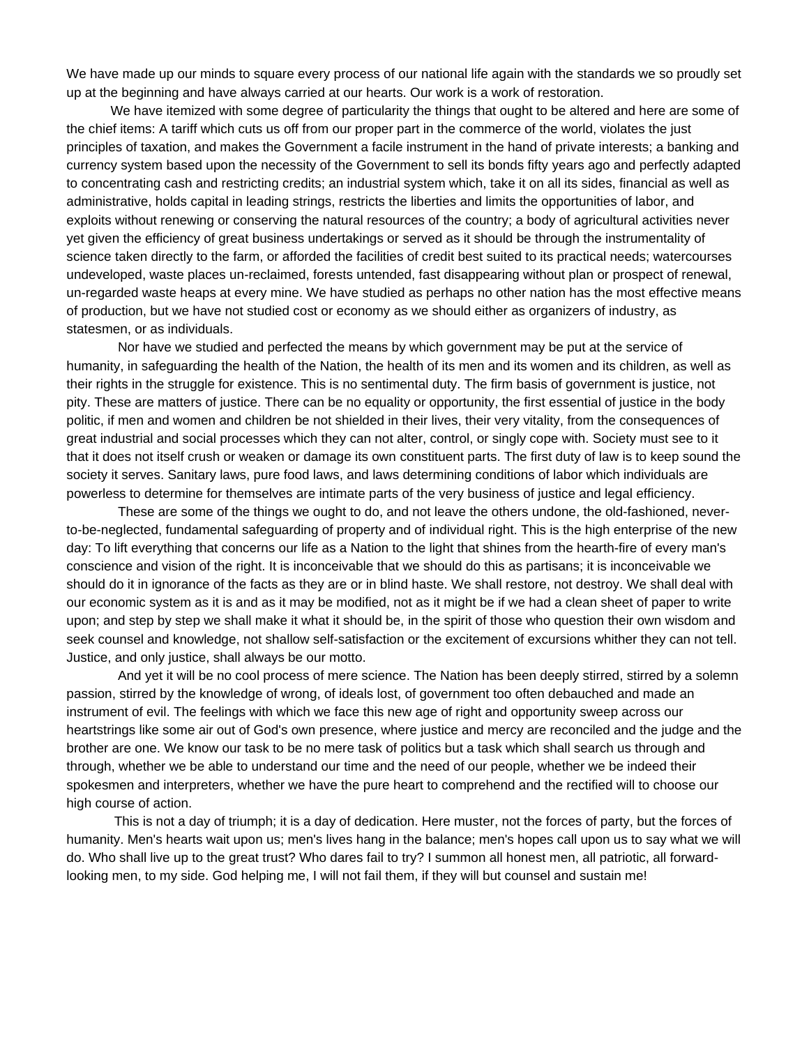We have made up our minds to square every process of our national life again with the standards we so proudly set up at the beginning and have always carried at our hearts. Our work is a work of restoration.

We have itemized with some degree of particularity the things that ought to be altered and here are some of the chief items: A tariff which cuts us off from our proper part in the commerce of the world, violates the just principles of taxation, and makes the Government a facile instrument in the hand of private interests; a banking and currency system based upon the necessity of the Government to sell its bonds fifty years ago and perfectly adapted to concentrating cash and restricting credits; an industrial system which, take it on all its sides, financial as well as administrative, holds capital in leading strings, restricts the liberties and limits the opportunities of labor, and exploits without renewing or conserving the natural resources of the country; a body of agricultural activities never yet given the efficiency of great business undertakings or served as it should be through the instrumentality of science taken directly to the farm, or afforded the facilities of credit best suited to its practical needs; watercourses undeveloped, waste places un-reclaimed, forests untended, fast disappearing without plan or prospect of renewal, un-regarded waste heaps at every mine. We have studied as perhaps no other nation has the most effective means of production, but we have not studied cost or economy as we should either as organizers of industry, as statesmen, or as individuals.

Nor have we studied and perfected the means by which government may be put at the service of humanity, in safeguarding the health of the Nation, the health of its men and its women and its children, as well as their rights in the struggle for existence. This is no sentimental duty. The firm basis of government is justice, not pity. These are matters of justice. There can be no equality or opportunity, the first essential of justice in the body politic, if men and women and children be not shielded in their lives, their very vitality, from the consequences of great industrial and social processes which they can not alter, control, or singly cope with. Society must see to it that it does not itself crush or weaken or damage its own constituent parts. The first duty of law is to keep sound the society it serves. Sanitary laws, pure food laws, and laws determining conditions of labor which individuals are powerless to determine for themselves are intimate parts of the very business of justice and legal efficiency.

These are some of the things we ought to do, and not leave the others undone, the old-fashioned, never-to-be-neglected, fundamental safeguarding of property and of individual right. This is the high enterprise of the new day: To lift everything that concerns our life as a Nation to the light that shines from the hearth-fire of every man's conscience and vision of the right. It is inconceivable that we should do this as partisans; it is inconceivable we should do it in ignorance of the facts as they are or in blind haste. We shall restore, not destroy. We shall deal with our economic system as it is and as it may be modified, not as it might be if we had a clean sheet of paper to write upon; and step by step we shall make it what it should be, in the spirit of those who question their own wisdom and seek counsel and knowledge, not shallow self-satisfaction or the excitement of excursions whither they can not tell. Justice, and only justice, shall always be our motto.

And yet it will be no cool process of mere science. The Nation has been deeply stirred, stirred by a solemn passion, stirred by the knowledge of wrong, of ideals lost, of government too often debauched and made an instrument of evil. The feelings with which we face this new age of right and opportunity sweep across our heartstrings like some air out of God's own presence, where justice and mercy are reconciled and the judge and the brother are one. We know our task to be no mere task of politics but a task which shall search us through and through, whether we be able to understand our time and the need of our people, whether we be indeed their spokesmen and interpreters, whether we have the pure heart to comprehend and the rectified will to choose our high course of action.

This is not a day of triumph; it is a day of dedication. Here muster, not the forces of party, but the forces of humanity. Men's hearts wait upon us; men's lives hang in the balance; men's hopes call upon us to say what we will do. Who shall live up to the great trust? Who dares fail to try? I summon all honest men, all patriotic, all forward-looking men, to my side. God helping me, I will not fail them, if they will but counsel and sustain me!